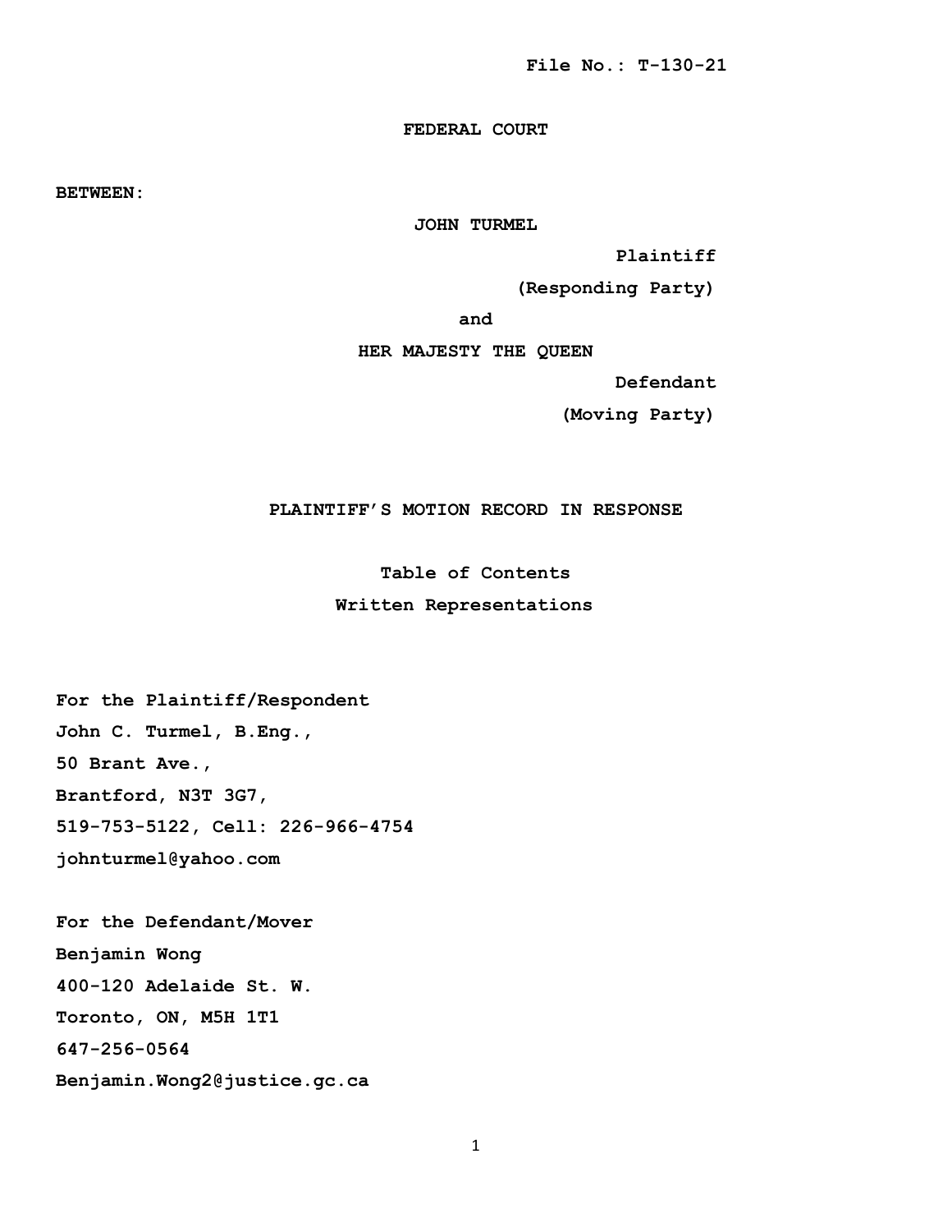**File No.: T-130-21**

**FEDERAL COURT**

**BETWEEN:**

**JOHN TURMEL**

**Plaintiff**

**(Responding Party)**

**and**

**HER MAJESTY THE QUEEN**

**Defendant**

**(Moving Party)**

**PLAINTIFF'S MOTION RECORD IN RESPONSE**

**Table of Contents**

**Written Representations**

**For the Plaintiff/Respondent**
**John C. Turmel, B.Eng.,**
**50 Brant Ave.,**
**Brantford, N3T 3G7,**
**519-753-5122, Cell: 226-966-4754**
**johnturmel@yahoo.com**

**For the Defendant/Mover**
**Benjamin Wong**
**400-120 Adelaide St. W.**
**Toronto, ON, M5H 1T1**
**647-256-0564**
**Benjamin.Wong2@justice.gc.ca**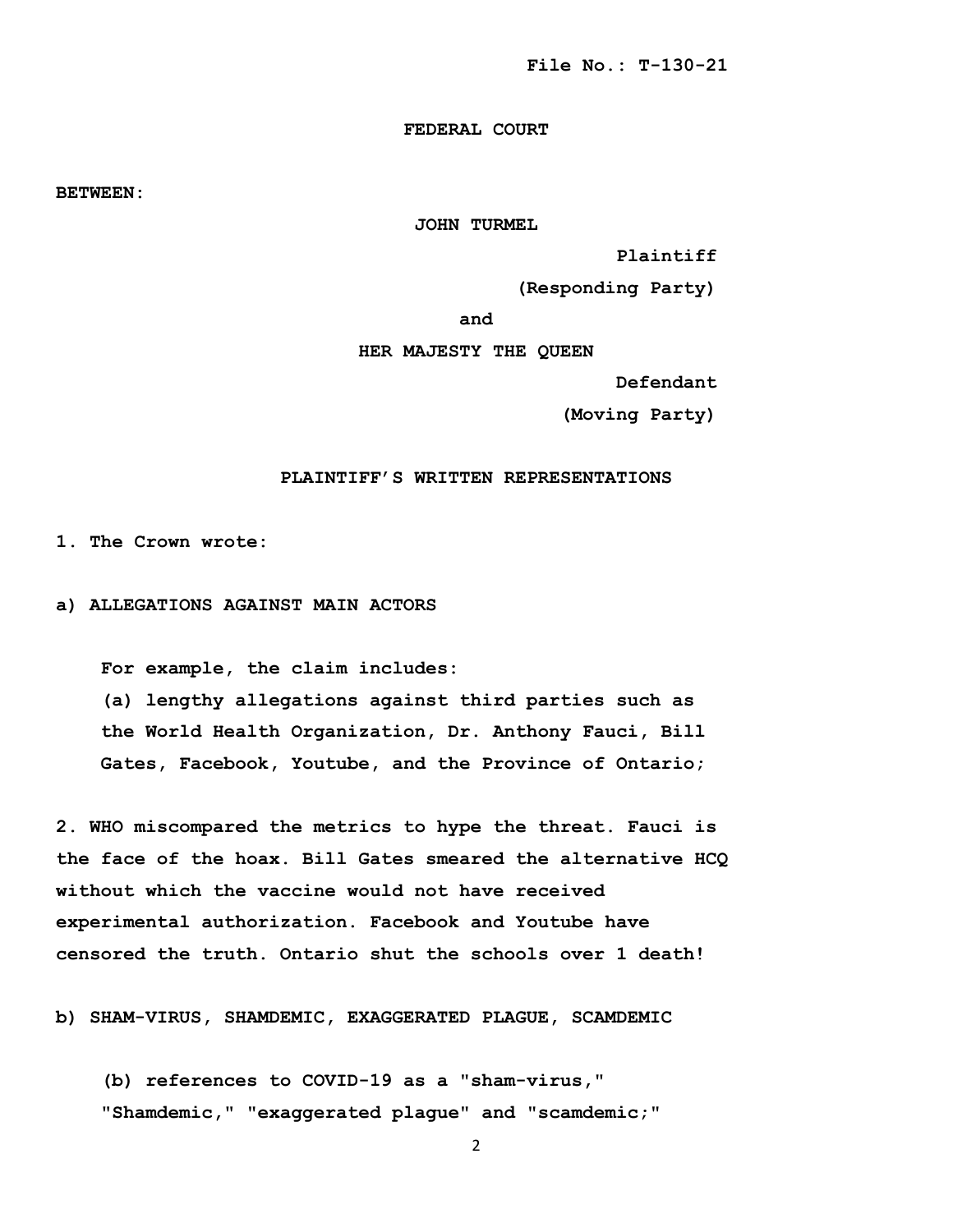**File No.: T-130-21**

**FEDERAL COURT**

**BETWEEN:**

**JOHN TURMEL**

**Plaintiff**

**(Responding Party)**

**and**

**HER MAJESTY THE QUEEN**

**Defendant**

**(Moving Party)**

**PLAINTIFF'S WRITTEN REPRESENTATIONS**

**1. The Crown wrote:**

**a) ALLEGATIONS AGAINST MAIN ACTORS**

> **For example, the claim includes:**
> **(a) lengthy allegations against third parties such as the World Health Organization, Dr. Anthony Fauci, Bill Gates, Facebook, Youtube, and the Province of Ontario;**

**2. WHO miscompared the metrics to hype the threat. Fauci is the face of the hoax. Bill Gates smeared the alternative HCQ without which the vaccine would not have received experimental authorization. Facebook and Youtube have censored the truth. Ontario shut the schools over 1 death!**

**b) SHAM-VIRUS, SHAMDEMIC, EXAGGERATED PLAGUE, SCAMDEMIC**

> **(b) references to COVID-19 as a "sham-virus," "Shamdemic," "exaggerated plague" and "scamdemic;"**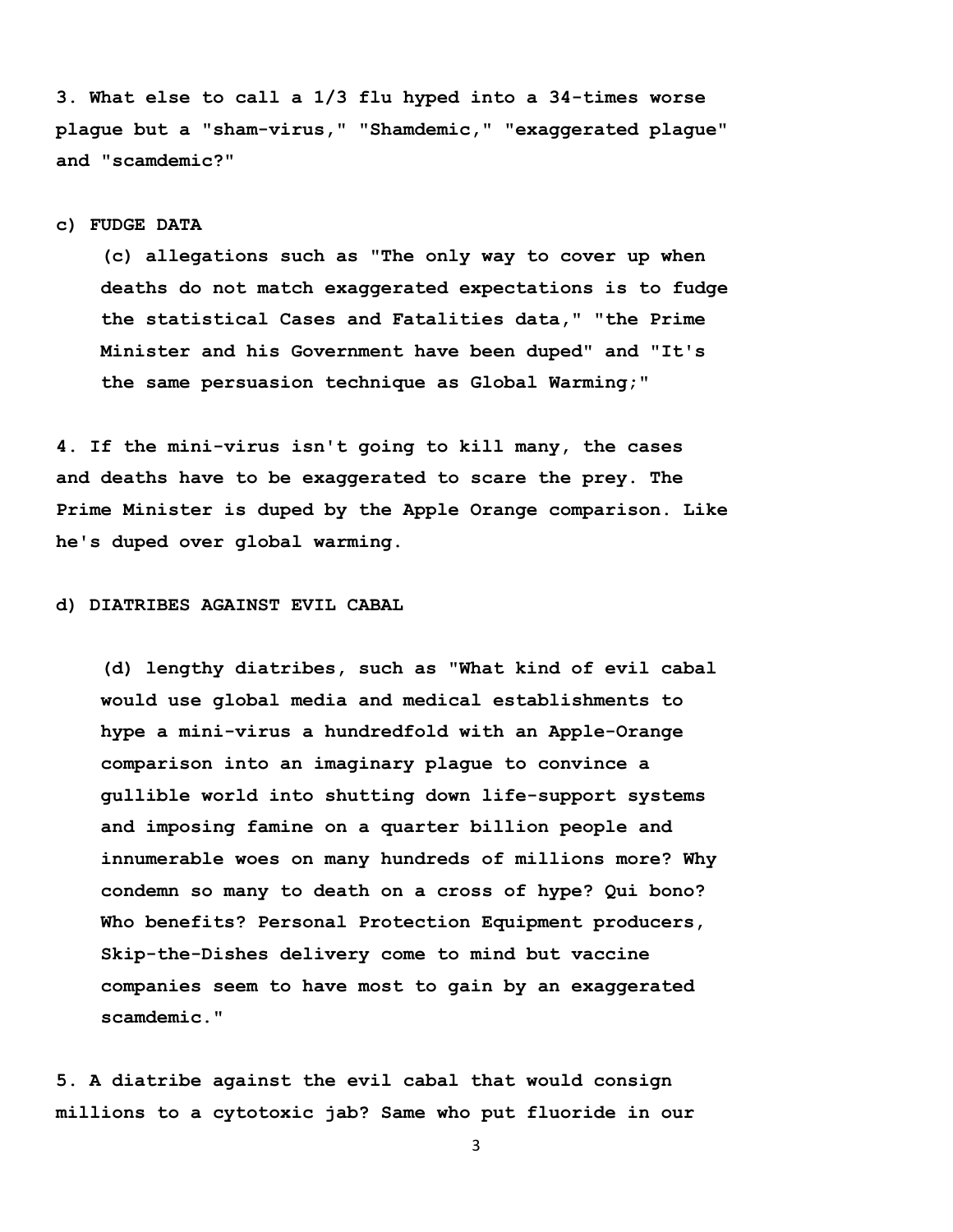**3. What else to call a 1/3 flu hyped into a 34-times worse plague but a "sham-virus," "Shamdemic," "exaggerated plague" and "scamdemic?"**

**c) FUDGE DATA**

> **(c) allegations such as "The only way to cover up when deaths do not match exaggerated expectations is to fudge the statistical Cases and Fatalities data," "the Prime Minister and his Government have been duped" and "It's the same persuasion technique as Global Warming;"**

**4. If the mini-virus isn't going to kill many, the cases and deaths have to be exaggerated to scare the prey. The Prime Minister is duped by the Apple Orange comparison. Like he's duped over global warming.**

**d) DIATRIBES AGAINST EVIL CABAL**

> **(d) lengthy diatribes, such as "What kind of evil cabal would use global media and medical establishments to hype a mini-virus a hundredfold with an Apple-Orange comparison into an imaginary plague to convince a gullible world into shutting down life-support systems and imposing famine on a quarter billion people and innumerable woes on many hundreds of millions more? Why condemn so many to death on a cross of hype? Qui bono? Who benefits? Personal Protection Equipment producers, Skip-the-Dishes delivery come to mind but vaccine companies seem to have most to gain by an exaggerated scamdemic."**

**5. A diatribe against the evil cabal that would consign millions to a cytotoxic jab? Same who put fluoride in our**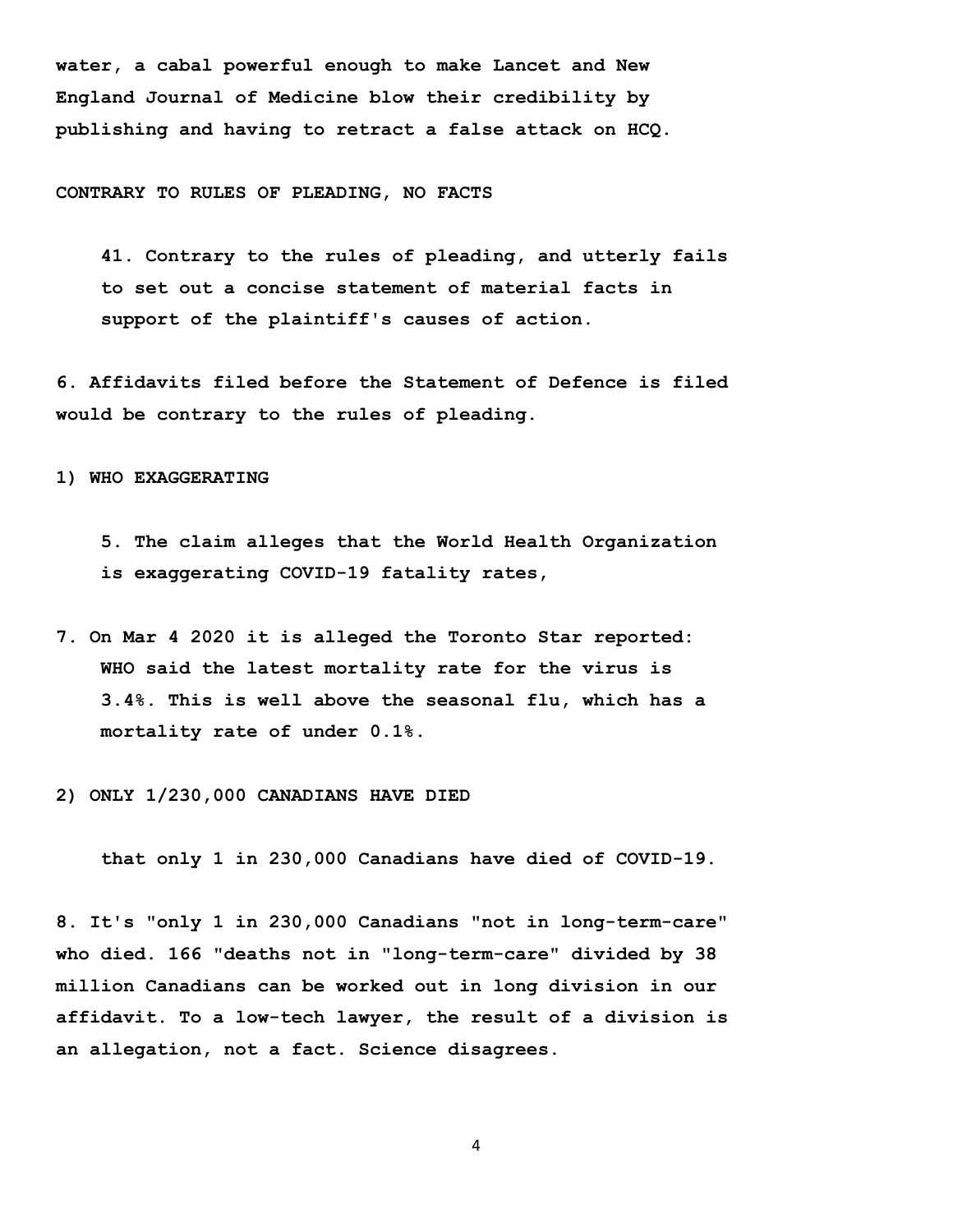**water, a cabal powerful enough to make Lancet and New England Journal of Medicine blow their credibility by publishing and having to retract a false attack on HCQ.**

**CONTRARY TO RULES OF PLEADING, NO FACTS**

> **41. Contrary to the rules of pleading, and utterly fails to set out a concise statement of material facts in support of the plaintiff's causes of action.**

**6. Affidavits filed before the Statement of Defence is filed would be contrary to the rules of pleading.**

**1) WHO EXAGGERATING**

> **5. The claim alleges that the World Health Organization is exaggerating COVID-19 fatality rates,**

**7. On Mar 4 2020 it is alleged the Toronto Star reported: WHO said the latest mortality rate for the virus is 3.4%. This is well above the seasonal flu, which has a mortality rate of under 0.1%.**

**2) ONLY 1/230,000 CANADIANS HAVE DIED**

> **that only 1 in 230,000 Canadians have died of COVID-19.**

**8. It's "only 1 in 230,000 Canadians "not in long-term-care" who died. 166 "deaths not in "long-term-care" divided by 38 million Canadians can be worked out in long division in our affidavit. To a low-tech lawyer, the result of a division is an allegation, not a fact. Science disagrees.**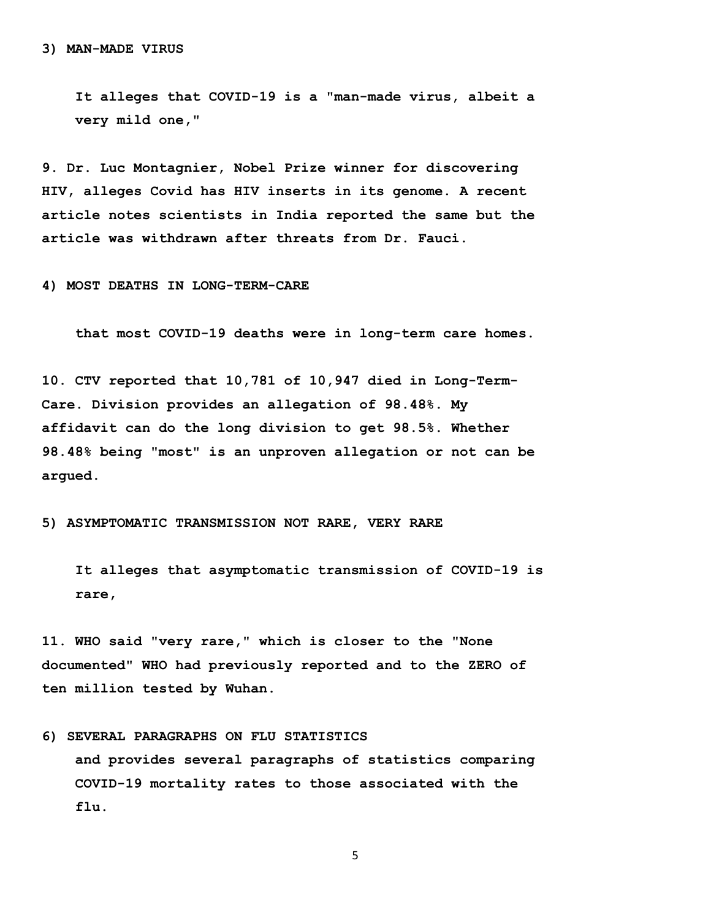**3) MAN-MADE VIRUS**

> **It alleges that COVID-19 is a "man-made virus, albeit a very mild one,"**

**9. Dr. Luc Montagnier, Nobel Prize winner for discovering HIV, alleges Covid has HIV inserts in its genome. A recent article notes scientists in India reported the same but the article was withdrawn after threats from Dr. Fauci.**

**4) MOST DEATHS IN LONG-TERM-CARE**

> **that most COVID-19 deaths were in long-term care homes.**

**10. CTV reported that 10,781 of 10,947 died in Long-Term-Care. Division provides an allegation of 98.48%. My affidavit can do the long division to get 98.5%. Whether 98.48% being "most" is an unproven allegation or not can be argued.**

**5) ASYMPTOMATIC TRANSMISSION NOT RARE, VERY RARE**

> **It alleges that asymptomatic transmission of COVID-19 is rare,**

**11. WHO said "very rare," which is closer to the "None documented" WHO had previously reported and to the ZERO of ten million tested by Wuhan.**

**6) SEVERAL PARAGRAPHS ON FLU STATISTICS**

> **and provides several paragraphs of statistics comparing COVID-19 mortality rates to those associated with the flu.**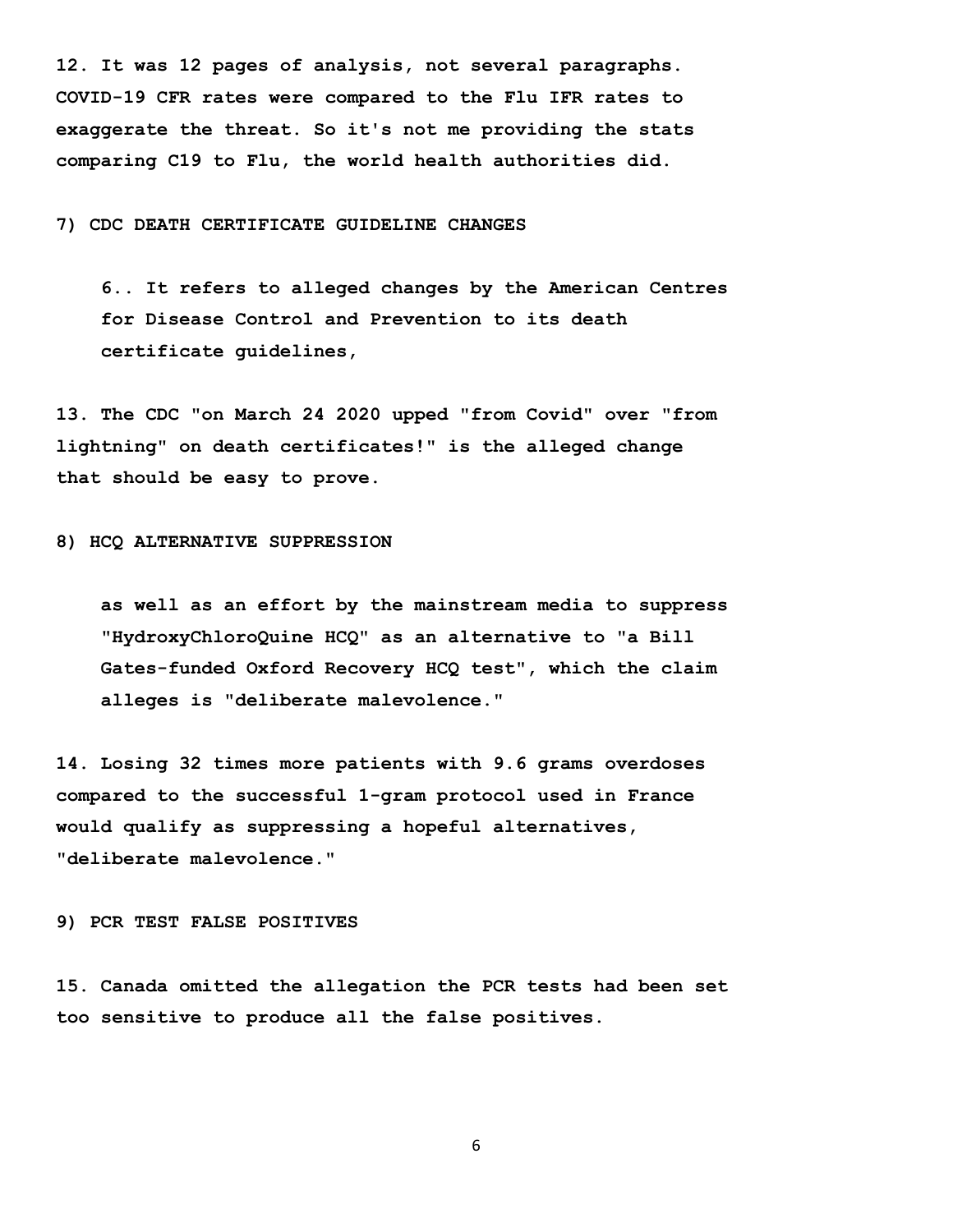**12. It was 12 pages of analysis, not several paragraphs. COVID-19 CFR rates were compared to the Flu IFR rates to exaggerate the threat. So it's not me providing the stats comparing C19 to Flu, the world health authorities did.**

**7) CDC DEATH CERTIFICATE GUIDELINE CHANGES**

> **6.. It refers to alleged changes by the American Centres for Disease Control and Prevention to its death certificate guidelines,**

**13. The CDC "on March 24 2020 upped "from Covid" over "from lightning" on death certificates!" is the alleged change that should be easy to prove.**

**8) HCQ ALTERNATIVE SUPPRESSION**

> **as well as an effort by the mainstream media to suppress "HydroxyChloroQuine HCQ" as an alternative to "a Bill Gates-funded Oxford Recovery HCQ test", which the claim alleges is "deliberate malevolence."**

**14. Losing 32 times more patients with 9.6 grams overdoses compared to the successful 1-gram protocol used in France would qualify as suppressing a hopeful alternatives, "deliberate malevolence."**

**9) PCR TEST FALSE POSITIVES**

**15. Canada omitted the allegation the PCR tests had been set too sensitive to produce all the false positives.**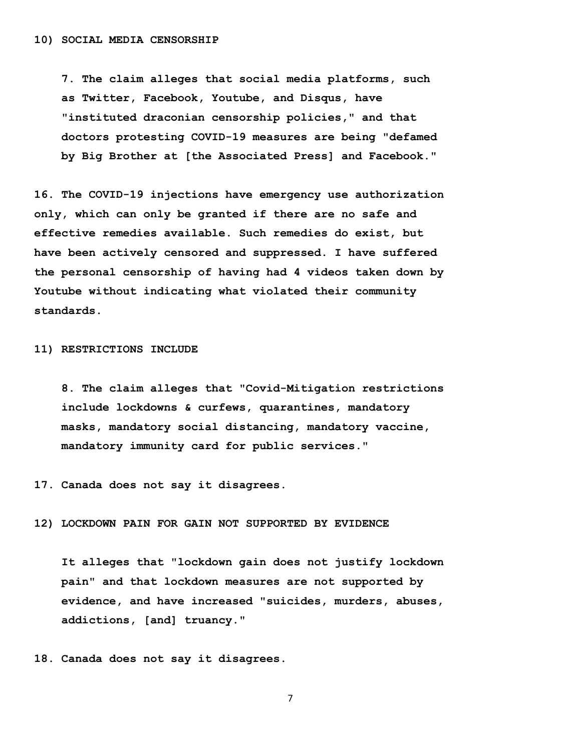**10) SOCIAL MEDIA CENSORSHIP**

> **7. The claim alleges that social media platforms, such as Twitter, Facebook, Youtube, and Disqus, have "instituted draconian censorship policies," and that doctors protesting COVID-19 measures are being "defamed by Big Brother at [the Associated Press] and Facebook."**

**16. The COVID-19 injections have emergency use authorization only, which can only be granted if there are no safe and effective remedies available. Such remedies do exist, but have been actively censored and suppressed. I have suffered the personal censorship of having had 4 videos taken down by Youtube without indicating what violated their community standards.**

**11) RESTRICTIONS INCLUDE**

> **8. The claim alleges that "Covid-Mitigation restrictions include lockdowns & curfews, quarantines, mandatory masks, mandatory social distancing, mandatory vaccine, mandatory immunity card for public services."**

**17. Canada does not say it disagrees.**

**12) LOCKDOWN PAIN FOR GAIN NOT SUPPORTED BY EVIDENCE**

> **It alleges that "lockdown gain does not justify lockdown pain" and that lockdown measures are not supported by evidence, and have increased "suicides, murders, abuses, addictions, [and] truancy."**

**18. Canada does not say it disagrees.**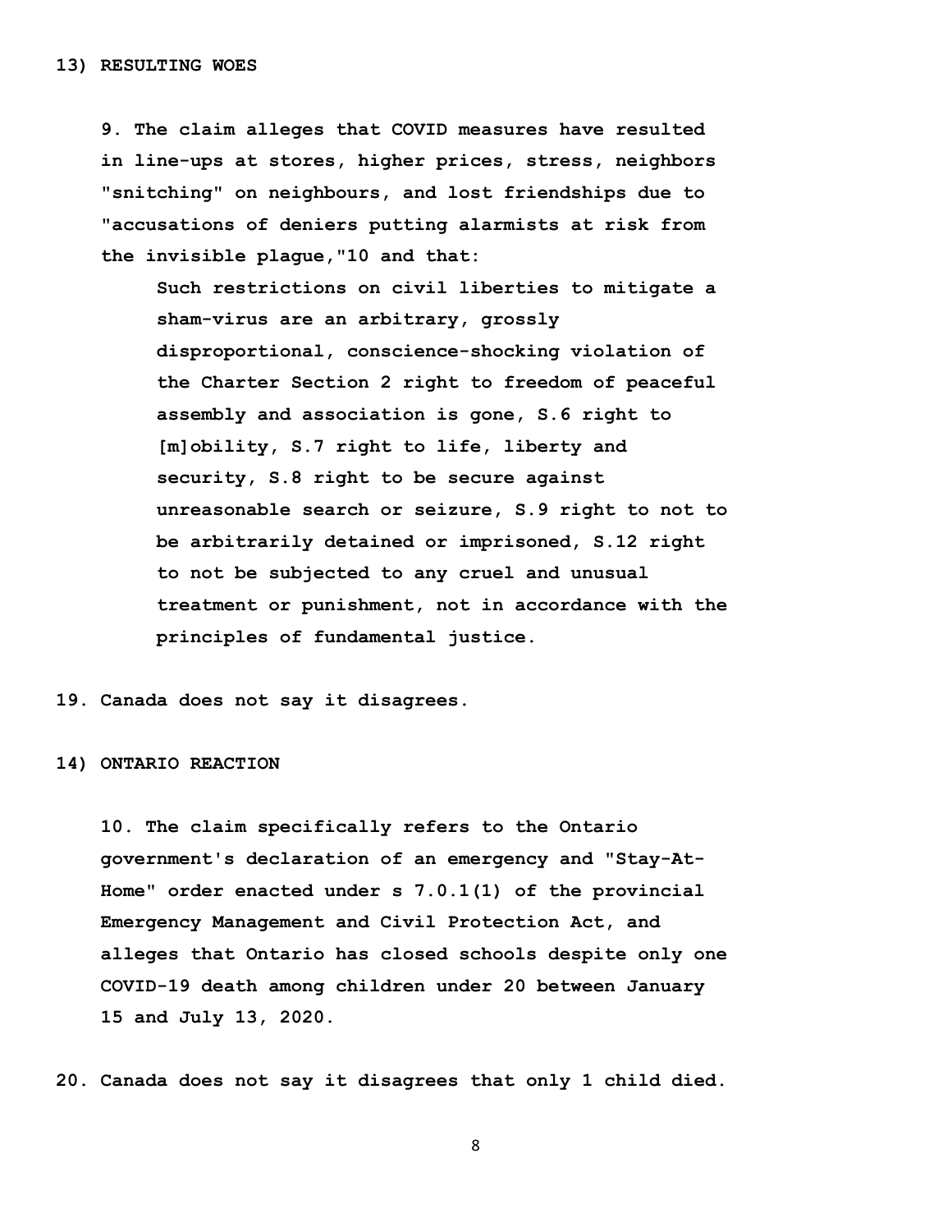**13) RESULTING WOES**

> **9. The claim alleges that COVID measures have resulted in line-ups at stores, higher prices, stress, neighbors "snitching" on neighbours, and lost friendships due to "accusations of deniers putting alarmists at risk from the invisible plague,"10 and that:**
>
> > **Such restrictions on civil liberties to mitigate a sham-virus are an arbitrary, grossly disproportional, conscience-shocking violation of the Charter Section 2 right to freedom of peaceful assembly and association is gone, S.6 right to [m]obility, S.7 right to life, liberty and security, S.8 right to be secure against unreasonable search or seizure, S.9 right to not to be arbitrarily detained or imprisoned, S.12 right to not be subjected to any cruel and unusual treatment or punishment, not in accordance with the principles of fundamental justice.**

**19. Canada does not say it disagrees.**

**14) ONTARIO REACTION**

> **10. The claim specifically refers to the Ontario government's declaration of an emergency and "Stay-At-Home" order enacted under s 7.0.1(1) of the provincial Emergency Management and Civil Protection Act, and alleges that Ontario has closed schools despite only one COVID-19 death among children under 20 between January 15 and July 13, 2020.**

**20. Canada does not say it disagrees that only 1 child died.**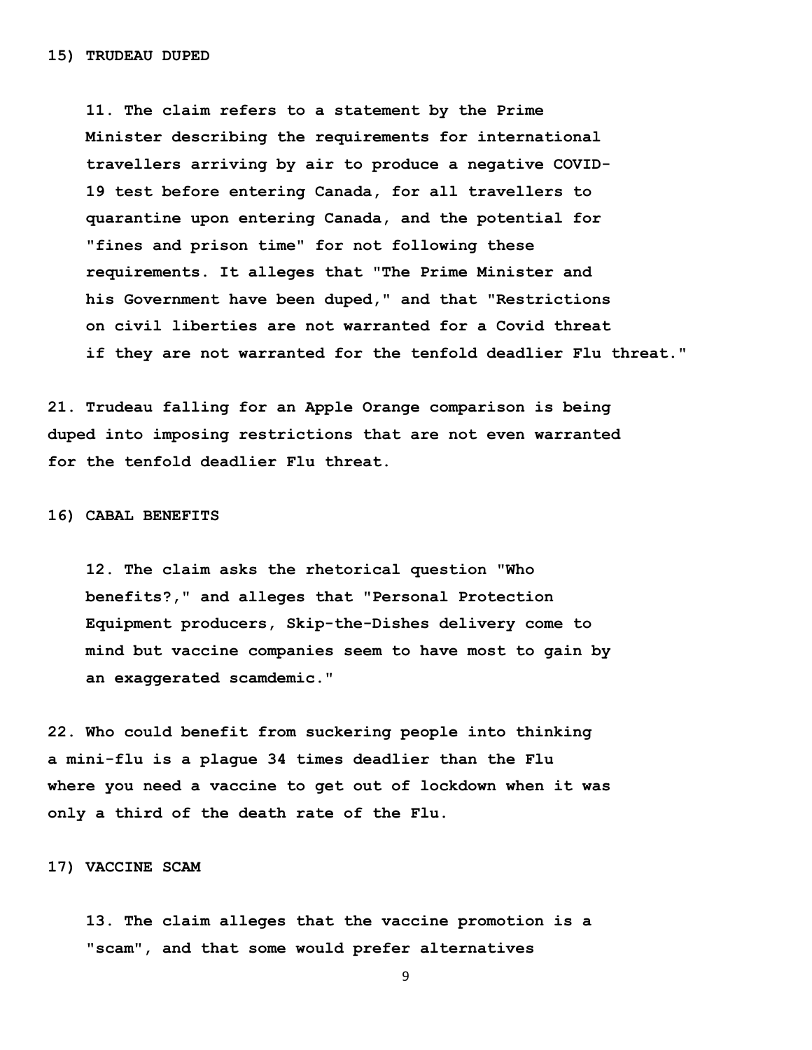**15) TRUDEAU DUPED**

> **11. The claim refers to a statement by the Prime Minister describing the requirements for international travellers arriving by air to produce a negative COVID-19 test before entering Canada, for all travellers to quarantine upon entering Canada, and the potential for "fines and prison time" for not following these requirements. It alleges that "The Prime Minister and his Government have been duped," and that "Restrictions on civil liberties are not warranted for a Covid threat if they are not warranted for the tenfold deadlier Flu threat."**

**21. Trudeau falling for an Apple Orange comparison is being duped into imposing restrictions that are not even warranted for the tenfold deadlier Flu threat.**

**16) CABAL BENEFITS**

> **12. The claim asks the rhetorical question "Who benefits?," and alleges that "Personal Protection Equipment producers, Skip-the-Dishes delivery come to mind but vaccine companies seem to have most to gain by an exaggerated scamdemic."**

**22. Who could benefit from suckering people into thinking a mini-flu is a plague 34 times deadlier than the Flu where you need a vaccine to get out of lockdown when it was only a third of the death rate of the Flu.**

**17) VACCINE SCAM**

> **13. The claim alleges that the vaccine promotion is a "scam", and that some would prefer alternatives**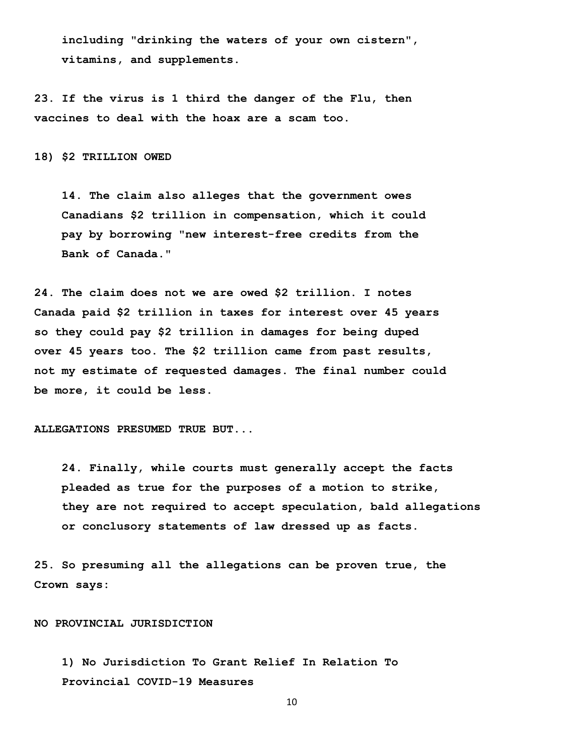> **including "drinking the waters of your own cistern", vitamins, and supplements.**

**23. If the virus is 1 third the danger of the Flu, then vaccines to deal with the hoax are a scam too.**

**18) $2 TRILLION OWED**

> **14. The claim also alleges that the government owes Canadians $2 trillion in compensation, which it could pay by borrowing "new interest-free credits from the Bank of Canada."**

**24. The claim does not we are owed $2 trillion. I notes Canada paid $2 trillion in taxes for interest over 45 years so they could pay $2 trillion in damages for being duped over 45 years too. The $2 trillion came from past results, not my estimate of requested damages. The final number could be more, it could be less.**

**ALLEGATIONS PRESUMED TRUE BUT...**

> **24. Finally, while courts must generally accept the facts pleaded as true for the purposes of a motion to strike, they are not required to accept speculation, bald allegations or conclusory statements of law dressed up as facts.**

**25. So presuming all the allegations can be proven true, the Crown says:**

**NO PROVINCIAL JURISDICTION**

> **1) No Jurisdiction To Grant Relief In Relation To Provincial COVID-19 Measures**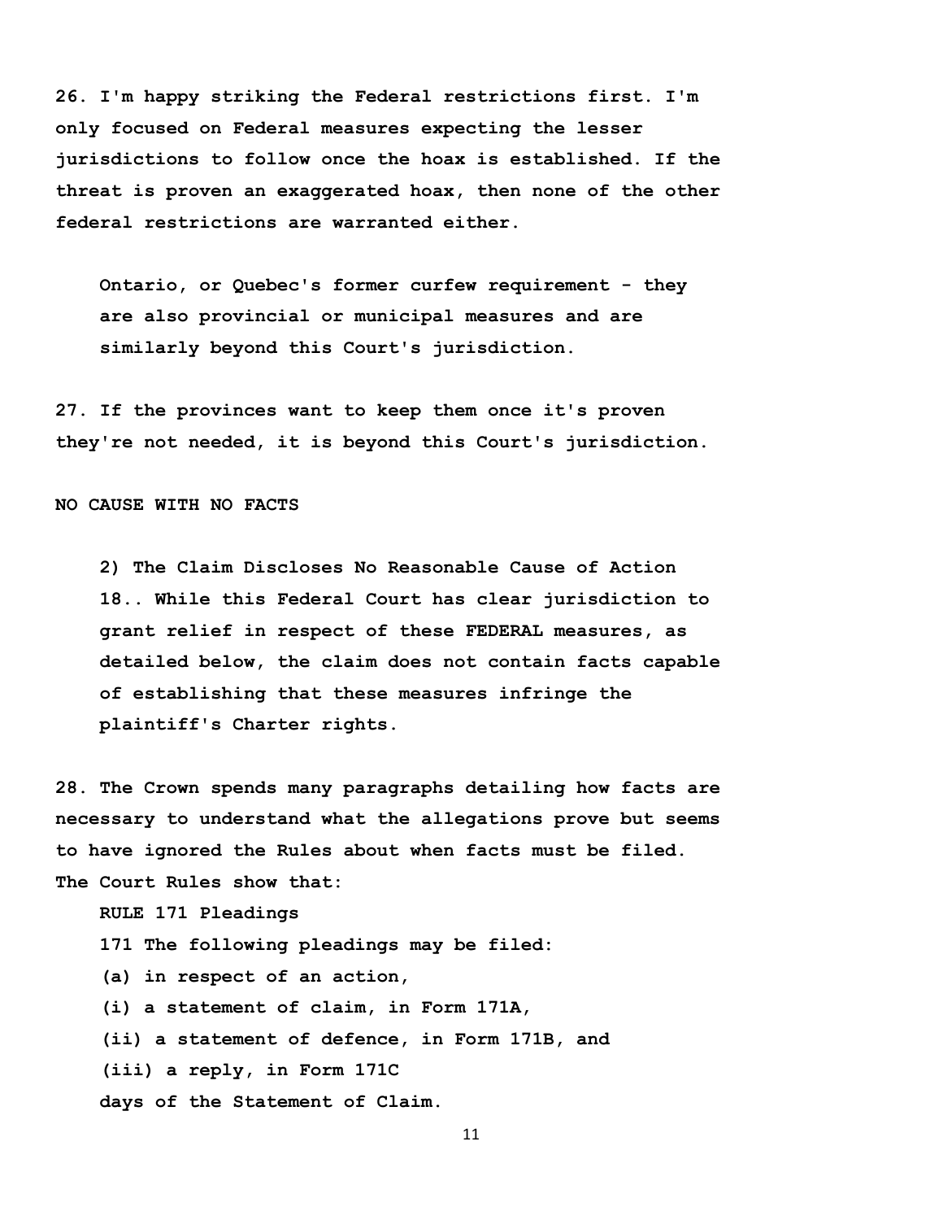**26. I'm happy striking the Federal restrictions first. I'm only focused on Federal measures expecting the lesser jurisdictions to follow once the hoax is established. If the threat is proven an exaggerated hoax, then none of the other federal restrictions are warranted either.**

> **Ontario, or Quebec's former curfew requirement - they are also provincial or municipal measures and are similarly beyond this Court's jurisdiction.**

**27. If the provinces want to keep them once it's proven they're not needed, it is beyond this Court's jurisdiction.**

**NO CAUSE WITH NO FACTS**

> **2) The Claim Discloses No Reasonable Cause of Action**
> **18.. While this Federal Court has clear jurisdiction to grant relief in respect of these FEDERAL measures, as detailed below, the claim does not contain facts capable of establishing that these measures infringe the plaintiff's Charter rights.**

**28. The Crown spends many paragraphs detailing how facts are necessary to understand what the allegations prove but seems to have ignored the Rules about when facts must be filed. The Court Rules show that:**

> **RULE 171 Pleadings**
>
> **171 The following pleadings may be filed:**
>
> **(a) in respect of an action,**
>
> **(i) a statement of claim, in Form 171A,**
>
> **(ii) a statement of defence, in Form 171B, and**
>
> **(iii) a reply, in Form 171C**
>
> **days of the Statement of Claim.**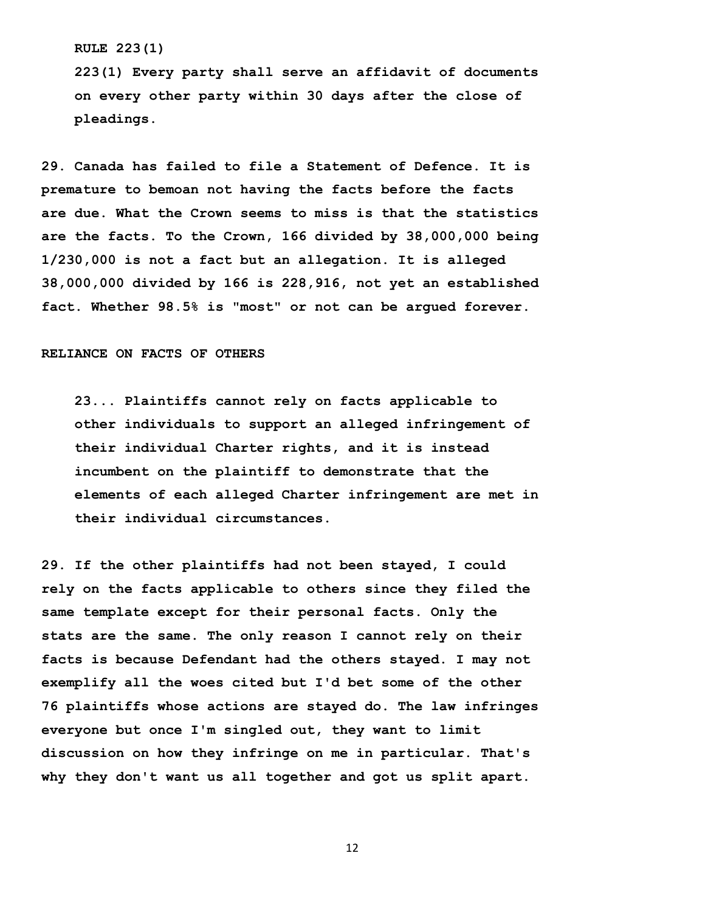**RULE 223(1)**

> **223(1) Every party shall serve an affidavit of documents on every other party within 30 days after the close of pleadings.**

**29. Canada has failed to file a Statement of Defence. It is premature to bemoan not having the facts before the facts are due. What the Crown seems to miss is that the statistics are the facts. To the Crown, 166 divided by 38,000,000 being 1/230,000 is not a fact but an allegation. It is alleged 38,000,000 divided by 166 is 228,916, not yet an established fact. Whether 98.5% is "most" or not can be argued forever.**

**RELIANCE ON FACTS OF OTHERS**

> **23... Plaintiffs cannot rely on facts applicable to other individuals to support an alleged infringement of their individual Charter rights, and it is instead incumbent on the plaintiff to demonstrate that the elements of each alleged Charter infringement are met in their individual circumstances.**

**29. If the other plaintiffs had not been stayed, I could rely on the facts applicable to others since they filed the same template except for their personal facts. Only the stats are the same. The only reason I cannot rely on their facts is because Defendant had the others stayed. I may not exemplify all the woes cited but I'd bet some of the other 76 plaintiffs whose actions are stayed do. The law infringes everyone but once I'm singled out, they want to limit discussion on how they infringe on me in particular. That's why they don't want us all together and got us split apart.**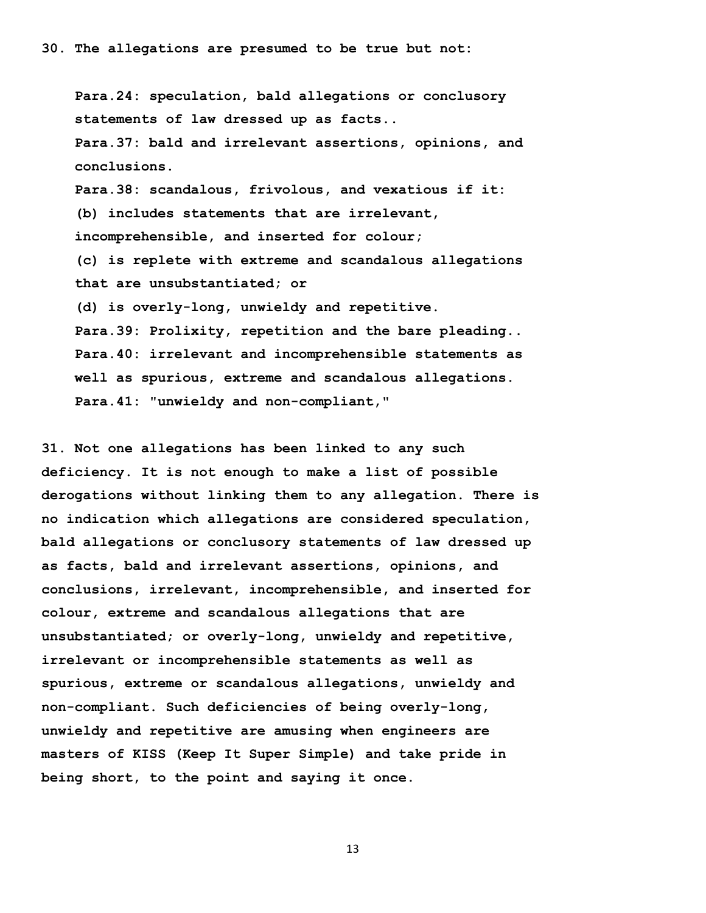**30. The allegations are presumed to be true but not:**

> **Para.24: speculation, bald allegations or conclusory statements of law dressed up as facts..**
>
> **Para.37: bald and irrelevant assertions, opinions, and conclusions.**
>
> **Para.38: scandalous, frivolous, and vexatious if it:**
>
> **(b) includes statements that are irrelevant, incomprehensible, and inserted for colour;**
>
> **(c) is replete with extreme and scandalous allegations that are unsubstantiated; or**
>
> **(d) is overly-long, unwieldy and repetitive.**
>
> **Para.39: Prolixity, repetition and the bare pleading..**
>
> **Para.40: irrelevant and incomprehensible statements as well as spurious, extreme and scandalous allegations.**
>
> **Para.41: "unwieldy and non-compliant,"**

**31. Not one allegations has been linked to any such deficiency. It is not enough to make a list of possible derogations without linking them to any allegation. There is no indication which allegations are considered speculation, bald allegations or conclusory statements of law dressed up as facts, bald and irrelevant assertions, opinions, and conclusions, irrelevant, incomprehensible, and inserted for colour, extreme and scandalous allegations that are unsubstantiated; or overly-long, unwieldy and repetitive, irrelevant or incomprehensible statements as well as spurious, extreme or scandalous allegations, unwieldy and non-compliant. Such deficiencies of being overly-long, unwieldy and repetitive are amusing when engineers are masters of KISS (Keep It Super Simple) and take pride in being short, to the point and saying it once.**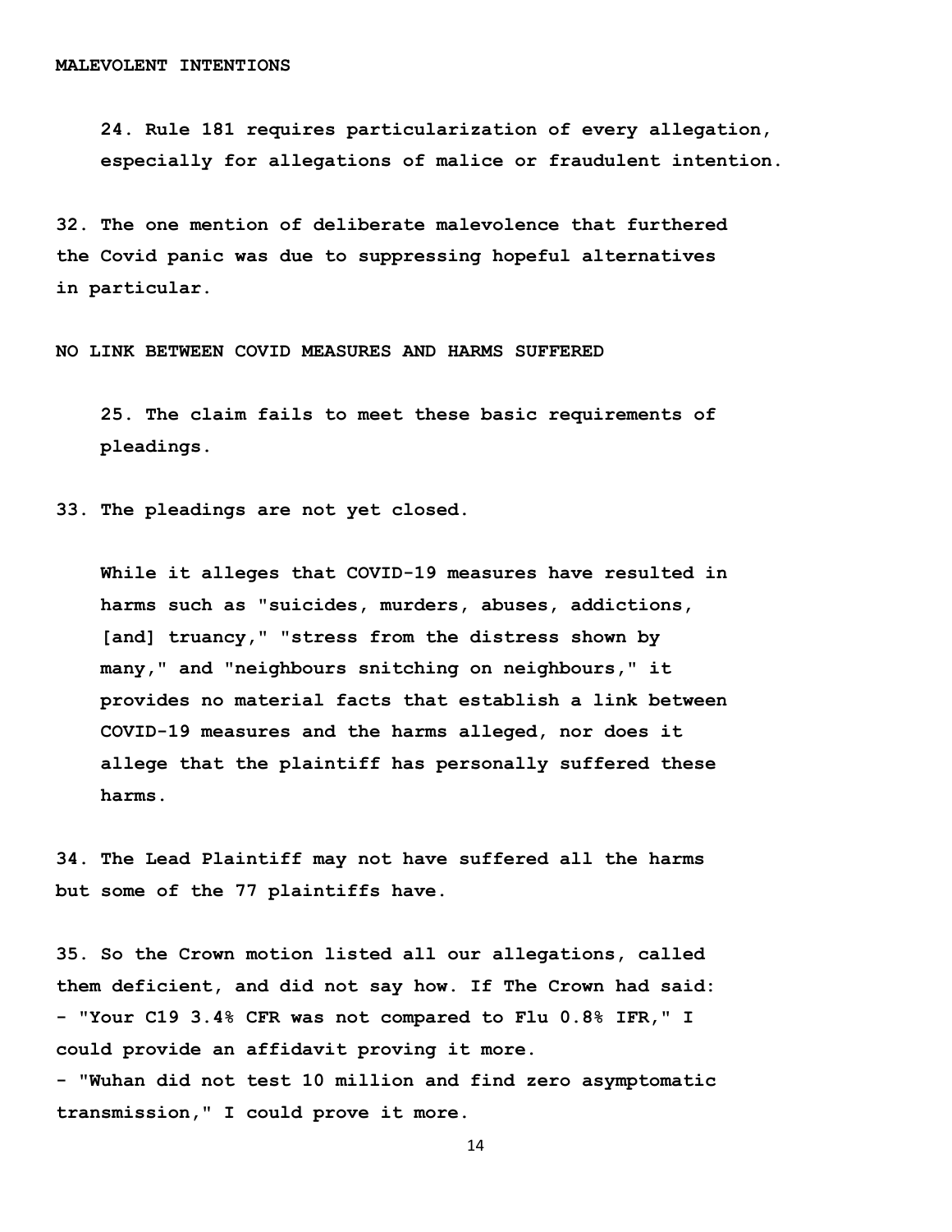**MALEVOLENT INTENTIONS**

> **24. Rule 181 requires particularization of every allegation, especially for allegations of malice or fraudulent intention.**

**32. The one mention of deliberate malevolence that furthered the Covid panic was due to suppressing hopeful alternatives in particular.**

**NO LINK BETWEEN COVID MEASURES AND HARMS SUFFERED**

> **25. The claim fails to meet these basic requirements of pleadings.**

**33. The pleadings are not yet closed.**

> **While it alleges that COVID-19 measures have resulted in harms such as "suicides, murders, abuses, addictions, [and] truancy," "stress from the distress shown by many," and "neighbours snitching on neighbours," it provides no material facts that establish a link between COVID-19 measures and the harms alleged, nor does it allege that the plaintiff has personally suffered these harms.**

**34. The Lead Plaintiff may not have suffered all the harms but some of the 77 plaintiffs have.**

**35. So the Crown motion listed all our allegations, called them deficient, and did not say how. If The Crown had said:**
**- "Your C19 3.4% CFR was not compared to Flu 0.8% IFR," I could provide an affidavit proving it more.**
**- "Wuhan did not test 10 million and find zero asymptomatic transmission," I could prove it more.**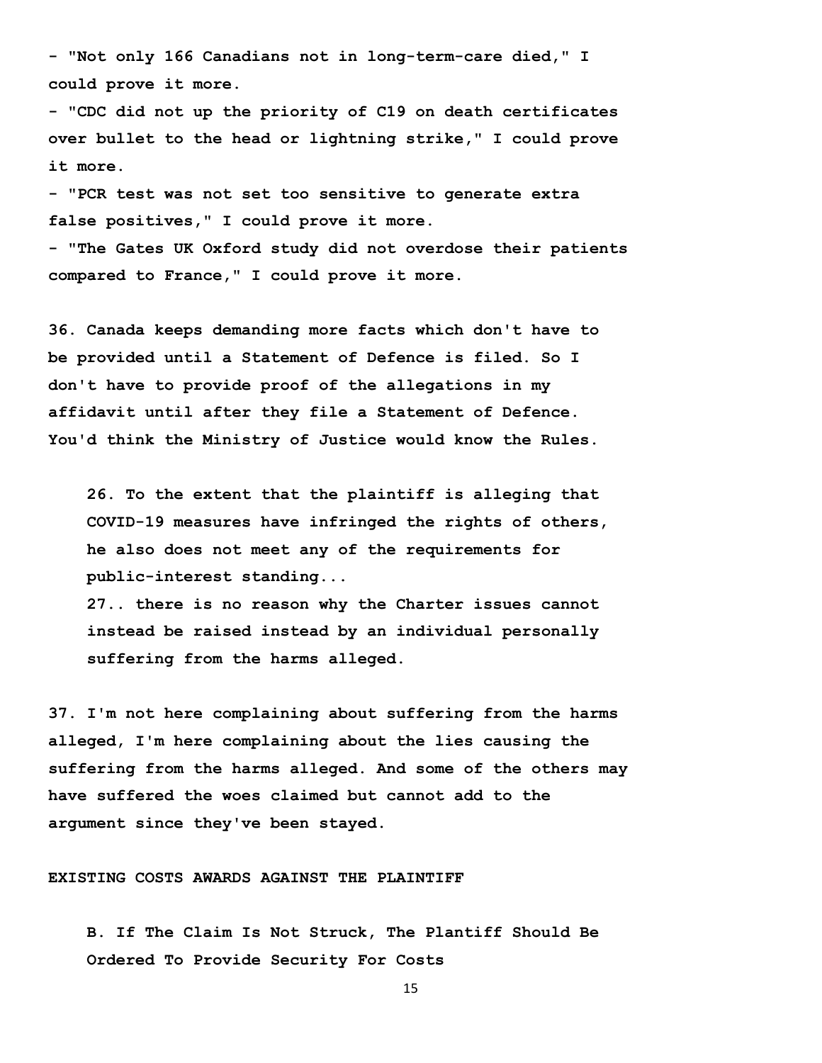**- "Not only 166 Canadians not in long-term-care died," I could prove it more.**

**- "CDC did not up the priority of C19 on death certificates over bullet to the head or lightning strike," I could prove it more.**

**- "PCR test was not set too sensitive to generate extra false positives," I could prove it more.**

**- "The Gates UK Oxford study did not overdose their patients compared to France," I could prove it more.**

**36. Canada keeps demanding more facts which don't have to be provided until a Statement of Defence is filed. So I don't have to provide proof of the allegations in my affidavit until after they file a Statement of Defence. You'd think the Ministry of Justice would know the Rules.**

> **26. To the extent that the plaintiff is alleging that COVID-19 measures have infringed the rights of others, he also does not meet any of the requirements for public-interest standing...**
>
> **27.. there is no reason why the Charter issues cannot instead be raised instead by an individual personally suffering from the harms alleged.**

**37. I'm not here complaining about suffering from the harms alleged, I'm here complaining about the lies causing the suffering from the harms alleged. And some of the others may have suffered the woes claimed but cannot add to the argument since they've been stayed.**

**EXISTING COSTS AWARDS AGAINST THE PLAINTIFF**

> **B. If The Claim Is Not Struck, The Plantiff Should Be Ordered To Provide Security For Costs**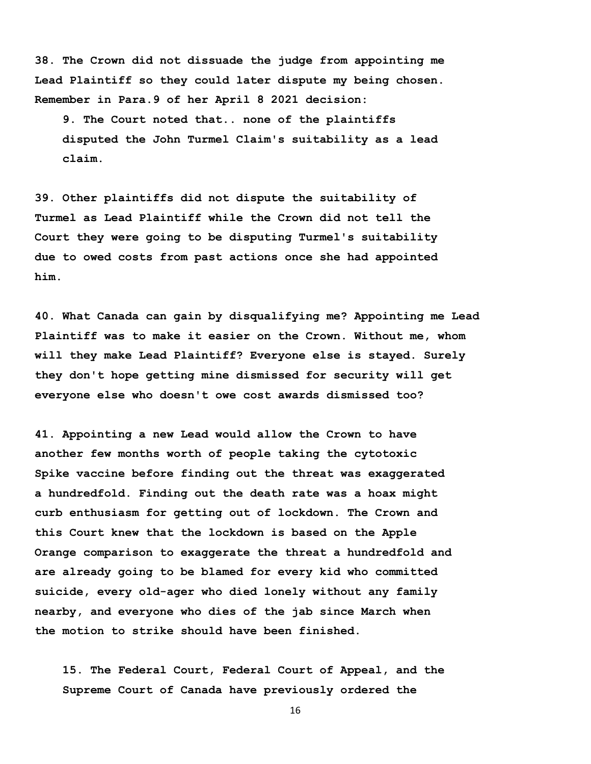**38. The Crown did not dissuade the judge from appointing me Lead Plaintiff so they could later dispute my being chosen. Remember in Para.9 of her April 8 2021 decision:**

> **9. The Court noted that.. none of the plaintiffs disputed the John Turmel Claim's suitability as a lead claim.**

**39. Other plaintiffs did not dispute the suitability of Turmel as Lead Plaintiff while the Crown did not tell the Court they were going to be disputing Turmel's suitability due to owed costs from past actions once she had appointed him.**

**40. What Canada can gain by disqualifying me? Appointing me Lead Plaintiff was to make it easier on the Crown. Without me, whom will they make Lead Plaintiff? Everyone else is stayed. Surely they don't hope getting mine dismissed for security will get everyone else who doesn't owe cost awards dismissed too?**

**41. Appointing a new Lead would allow the Crown to have another few months worth of people taking the cytotoxic Spike vaccine before finding out the threat was exaggerated a hundredfold. Finding out the death rate was a hoax might curb enthusiasm for getting out of lockdown. The Crown and this Court knew that the lockdown is based on the Apple Orange comparison to exaggerate the threat a hundredfold and are already going to be blamed for every kid who committed suicide, every old-ager who died lonely without any family nearby, and everyone who dies of the jab since March when the motion to strike should have been finished.**

> **15. The Federal Court, Federal Court of Appeal, and the Supreme Court of Canada have previously ordered the**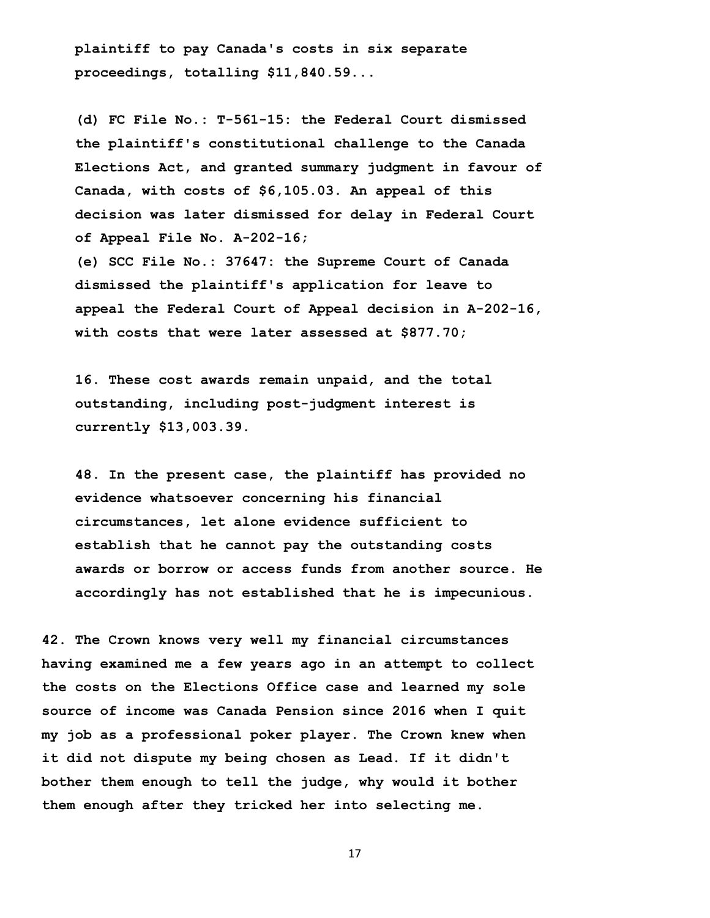> **plaintiff to pay Canada's costs in six separate proceedings, totalling $11,840.59...**
>
> **(d) FC File No.: T-561-15: the Federal Court dismissed the plaintiff's constitutional challenge to the Canada Elections Act, and granted summary judgment in favour of Canada, with costs of $6,105.03. An appeal of this decision was later dismissed for delay in Federal Court of Appeal File No. A-202-16;**
>
> **(e) SCC File No.: 37647: the Supreme Court of Canada dismissed the plaintiff's application for leave to appeal the Federal Court of Appeal decision in A-202-16, with costs that were later assessed at $877.70;**
>
> **16. These cost awards remain unpaid, and the total outstanding, including post-judgment interest is currently $13,003.39.**
>
> **48. In the present case, the plaintiff has provided no evidence whatsoever concerning his financial circumstances, let alone evidence sufficient to establish that he cannot pay the outstanding costs awards or borrow or access funds from another source. He accordingly has not established that he is impecunious.**

**42. The Crown knows very well my financial circumstances having examined me a few years ago in an attempt to collect the costs on the Elections Office case and learned my sole source of income was Canada Pension since 2016 when I quit my job as a professional poker player. The Crown knew when it did not dispute my being chosen as Lead. If it didn't bother them enough to tell the judge, why would it bother them enough after they tricked her into selecting me.**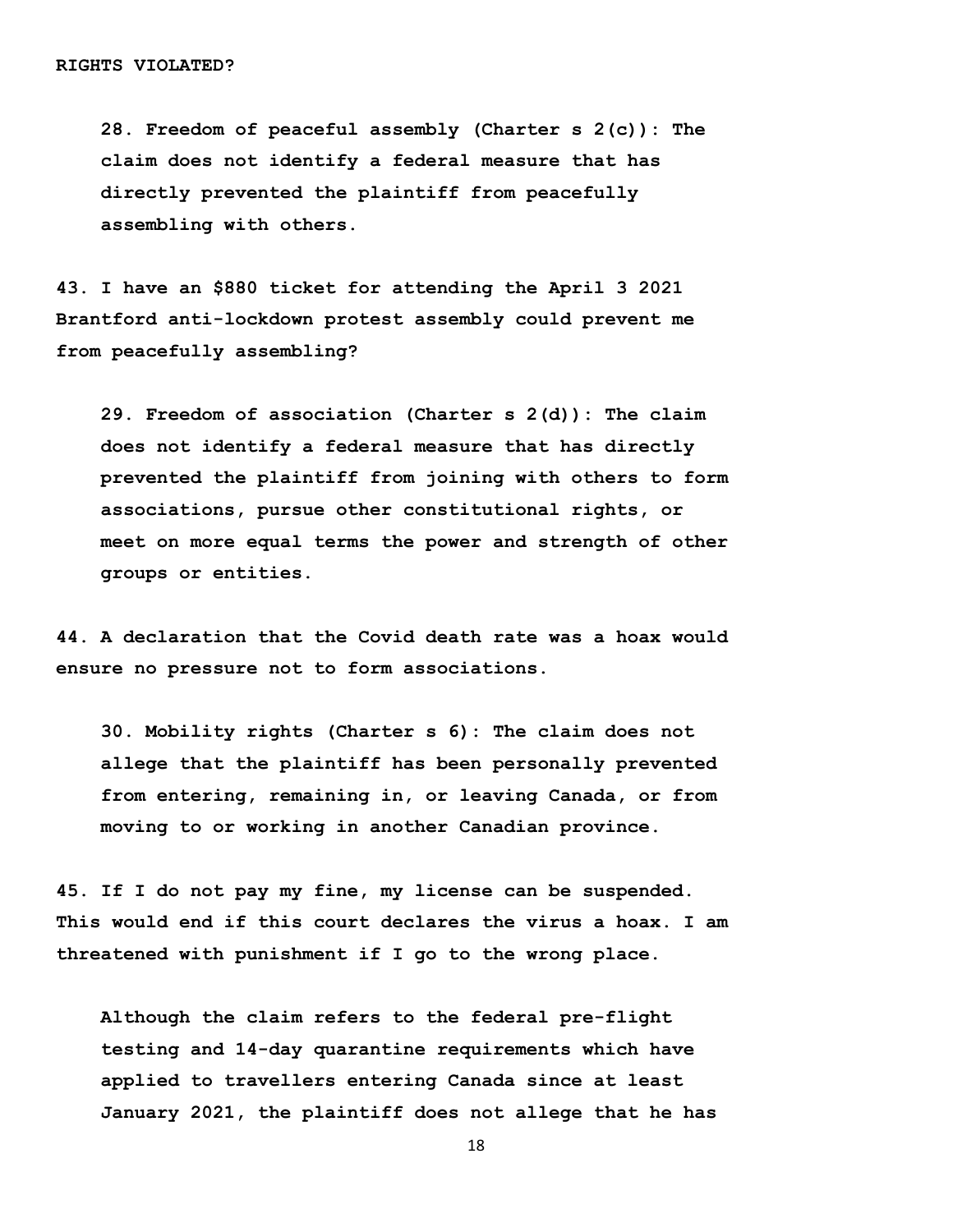**RIGHTS VIOLATED?**

> **28. Freedom of peaceful assembly (Charter s 2(c)): The claim does not identify a federal measure that has directly prevented the plaintiff from peacefully assembling with others.**

**43. I have an $880 ticket for attending the April 3 2021 Brantford anti-lockdown protest assembly could prevent me from peacefully assembling?**

> **29. Freedom of association (Charter s 2(d)): The claim does not identify a federal measure that has directly prevented the plaintiff from joining with others to form associations, pursue other constitutional rights, or meet on more equal terms the power and strength of other groups or entities.**

**44. A declaration that the Covid death rate was a hoax would ensure no pressure not to form associations.**

> **30. Mobility rights (Charter s 6): The claim does not allege that the plaintiff has been personally prevented from entering, remaining in, or leaving Canada, or from moving to or working in another Canadian province.**

**45. If I do not pay my fine, my license can be suspended. This would end if this court declares the virus a hoax. I am threatened with punishment if I go to the wrong place.**

> **Although the claim refers to the federal pre-flight testing and 14-day quarantine requirements which have applied to travellers entering Canada since at least January 2021, the plaintiff does not allege that he has**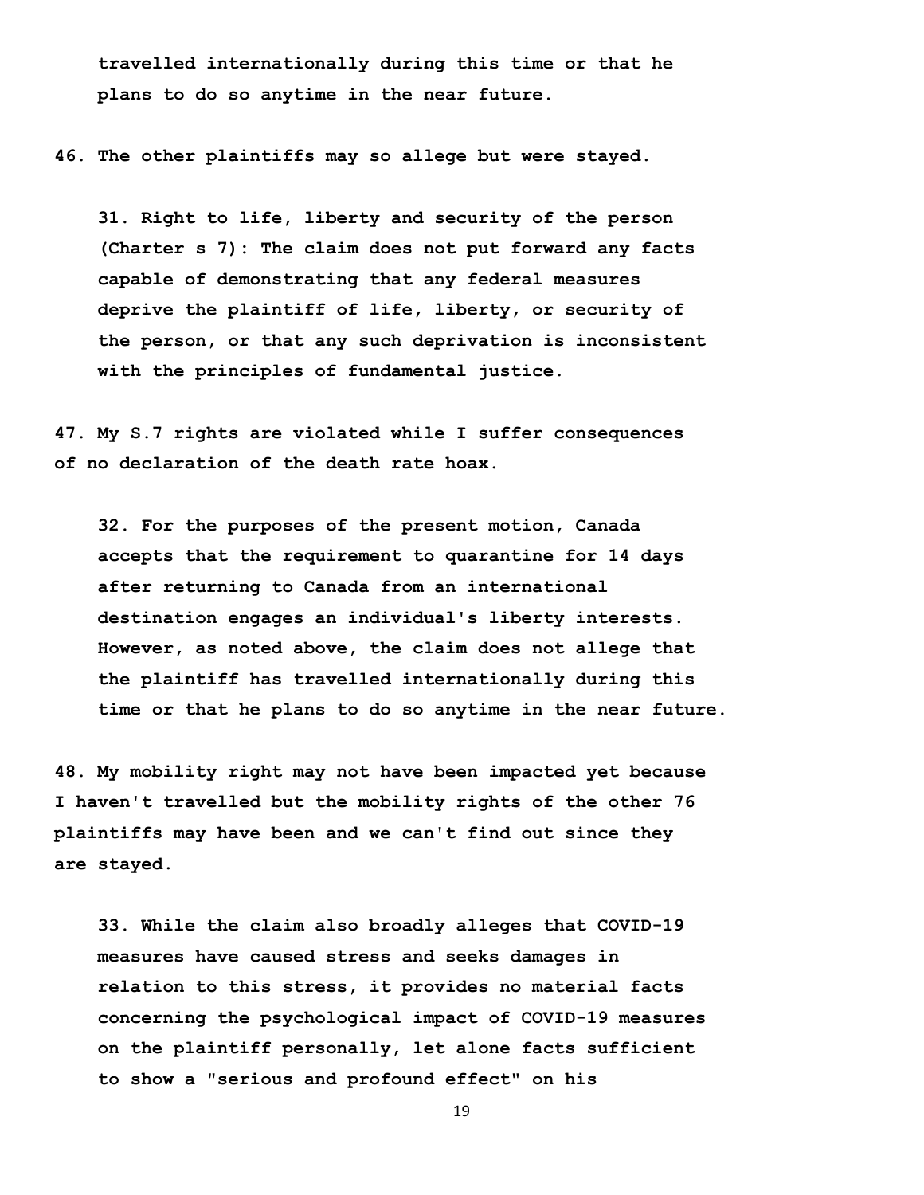**travelled internationally during this time or that he plans to do so anytime in the near future.**

**46. The other plaintiffs may so allege but were stayed.**

> **31. Right to life, liberty and security of the person (Charter s 7): The claim does not put forward any facts capable of demonstrating that any federal measures deprive the plaintiff of life, liberty, or security of the person, or that any such deprivation is inconsistent with the principles of fundamental justice.**

**47. My S.7 rights are violated while I suffer consequences of no declaration of the death rate hoax.**

> **32. For the purposes of the present motion, Canada accepts that the requirement to quarantine for 14 days after returning to Canada from an international destination engages an individual's liberty interests. However, as noted above, the claim does not allege that the plaintiff has travelled internationally during this time or that he plans to do so anytime in the near future.**

**48. My mobility right may not have been impacted yet because I haven't travelled but the mobility rights of the other 76 plaintiffs may have been and we can't find out since they are stayed.**

> **33. While the claim also broadly alleges that COVID-19 measures have caused stress and seeks damages in relation to this stress, it provides no material facts concerning the psychological impact of COVID-19 measures on the plaintiff personally, let alone facts sufficient to show a "serious and profound effect" on his**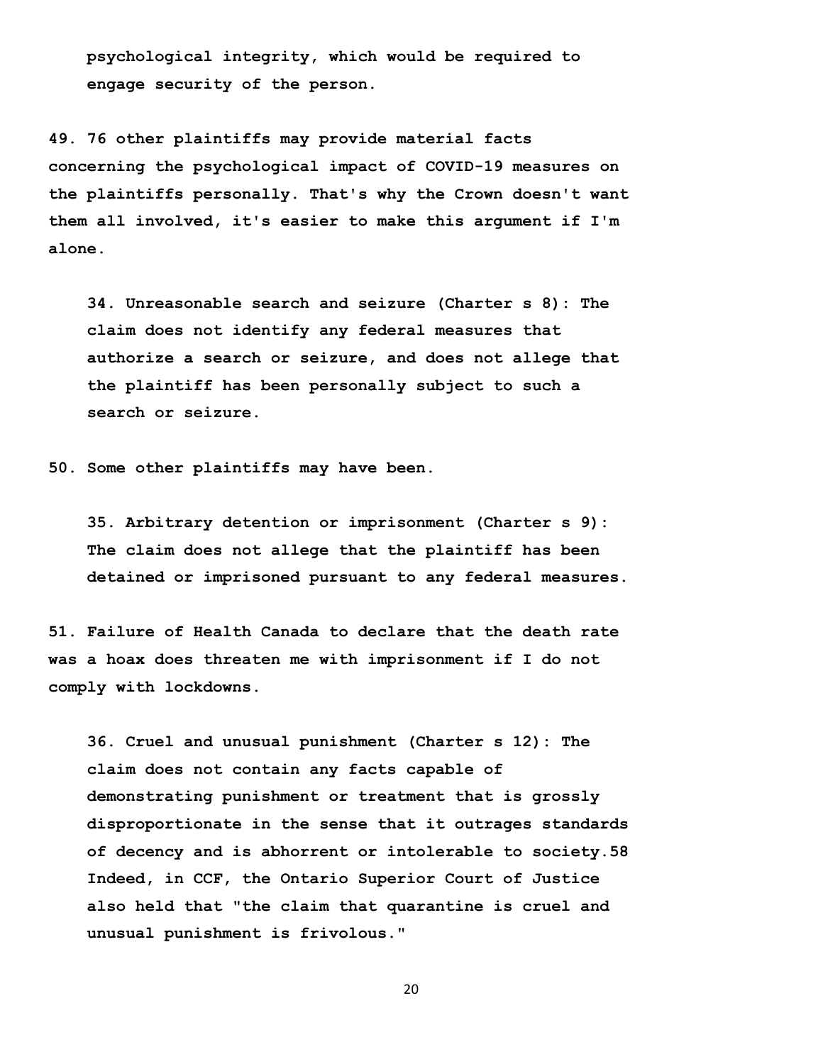> psychological integrity, which would be required to engage security of the person.

**49. 76 other plaintiffs may provide material facts concerning the psychological impact of COVID-19 measures on the plaintiffs personally. That's why the Crown doesn't want them all involved, it's easier to make this argument if I'm alone.**

> 34. Unreasonable search and seizure (Charter s 8): The claim does not identify any federal measures that authorize a search or seizure, and does not allege that the plaintiff has been personally subject to such a search or seizure.

**50. Some other plaintiffs may have been.**

> 35. Arbitrary detention or imprisonment (Charter s 9): The claim does not allege that the plaintiff has been detained or imprisoned pursuant to any federal measures.

**51. Failure of Health Canada to declare that the death rate was a hoax does threaten me with imprisonment if I do not comply with lockdowns.**

> 36. Cruel and unusual punishment (Charter s 12): The claim does not contain any facts capable of demonstrating punishment or treatment that is grossly disproportionate in the sense that it outrages standards of decency and is abhorrent or intolerable to society.58 Indeed, in CCF, the Ontario Superior Court of Justice also held that "the claim that quarantine is cruel and unusual punishment is frivolous."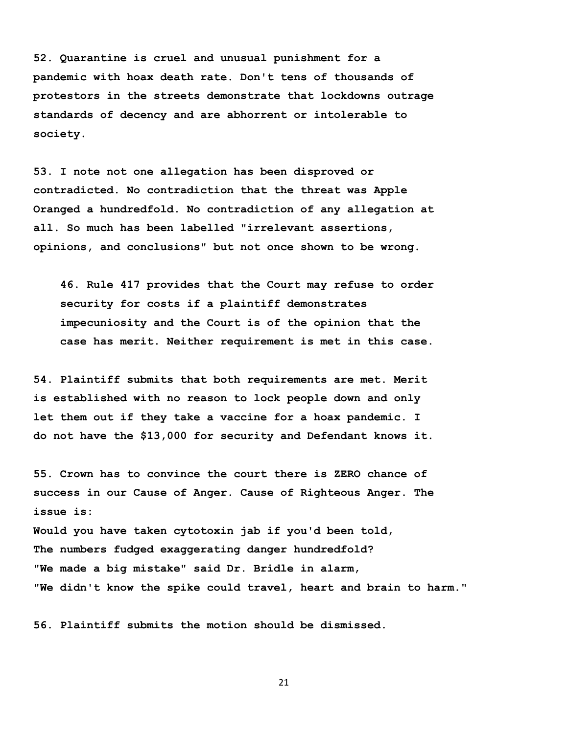**52. Quarantine is cruel and unusual punishment for a pandemic with hoax death rate. Don't tens of thousands of protestors in the streets demonstrate that lockdowns outrage standards of decency and are abhorrent or intolerable to society.**

**53. I note not one allegation has been disproved or contradicted. No contradiction that the threat was Apple Oranged a hundredfold. No contradiction of any allegation at all. So much has been labelled "irrelevant assertions, opinions, and conclusions" but not once shown to be wrong.**

> **46. Rule 417 provides that the Court may refuse to order security for costs if a plaintiff demonstrates impecuniosity and the Court is of the opinion that the case has merit. Neither requirement is met in this case.**

**54. Plaintiff submits that both requirements are met. Merit is established with no reason to lock people down and only let them out if they take a vaccine for a hoax pandemic. I do not have the $13,000 for security and Defendant knows it.**

**55. Crown has to convince the court there is ZERO chance of success in our Cause of Anger. Cause of Righteous Anger. The issue is:**
**Would you have taken cytotoxin jab if you'd been told,**
**The numbers fudged exaggerating danger hundredfold?**
**"We made a big mistake" said Dr. Bridle in alarm,**
**"We didn't know the spike could travel, heart and brain to harm."**

**56. Plaintiff submits the motion should be dismissed.**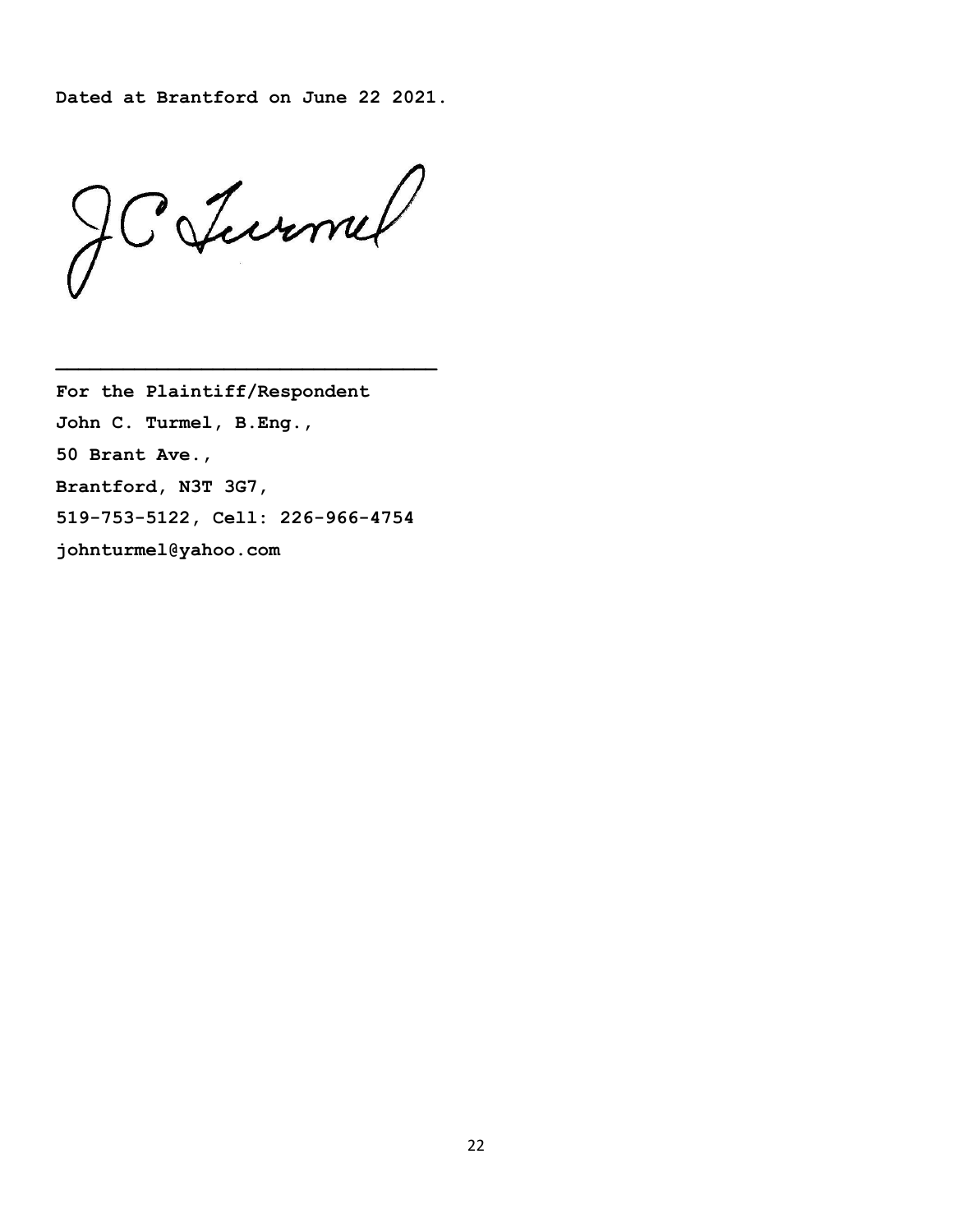**Dated at Brantford on June 22 2021.**

_________________________________

**For the Plaintiff/Respondent**

**John C. Turmel, B.Eng.,**

**50 Brant Ave.,**

**Brantford, N3T 3G7,**

**519-753-5122, Cell: 226-966-4754**

**johnturmel@yahoo.com**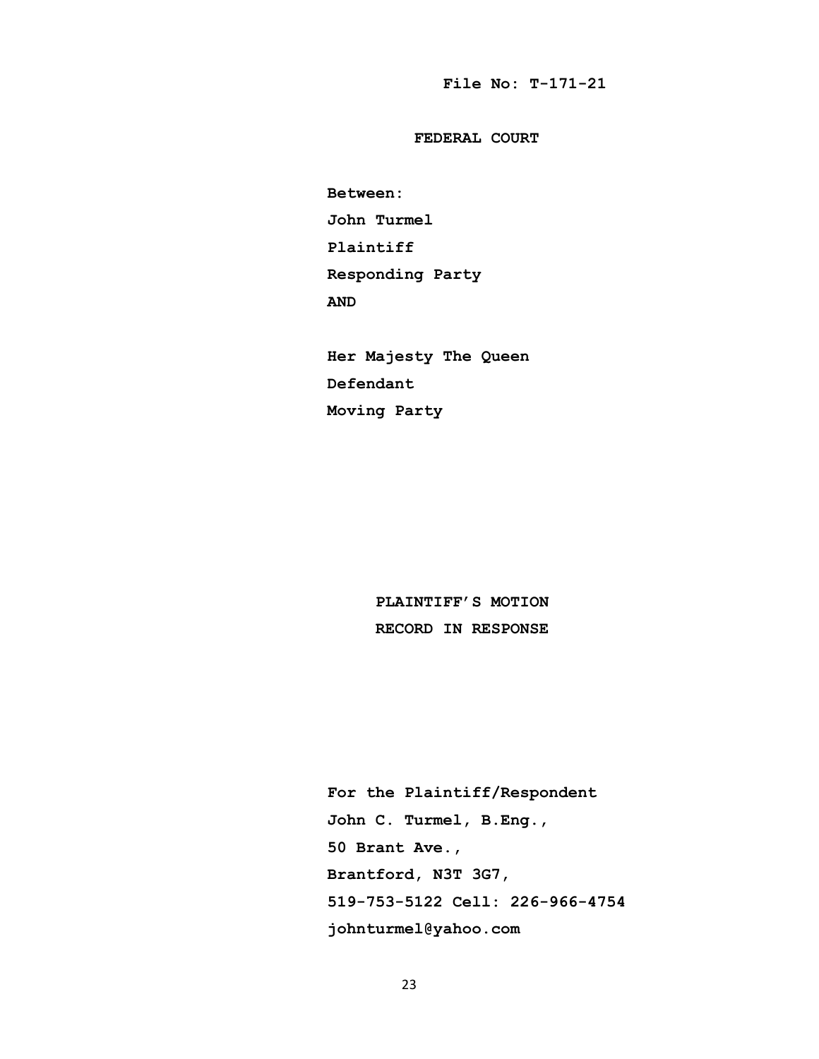**File No: T-171-21**

**FEDERAL COURT**

**Between:**

**John Turmel**

**Plaintiff**

**Responding Party**

**AND**

**Her Majesty The Queen**

**Defendant**

**Moving Party**

**PLAINTIFF'S MOTION**

**RECORD IN RESPONSE**

**For the Plaintiff/Respondent**

**John C. Turmel, B.Eng.,**

**50 Brant Ave.,**

**Brantford, N3T 3G7,**

**519-753-5122 Cell: 226-966-4754**

**johnturmel@yahoo.com**